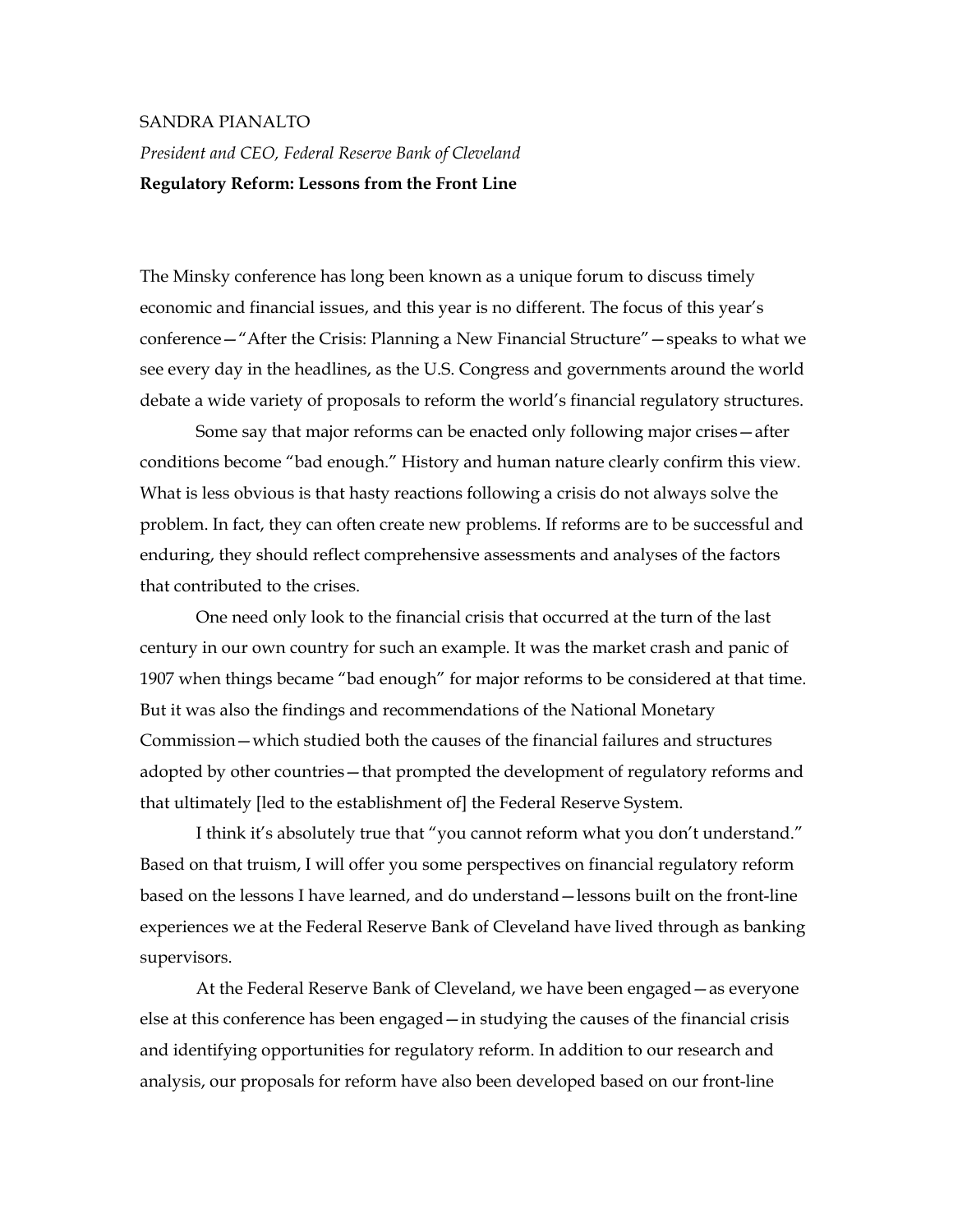SANDRA PIANALTO

*President and CEO, Federal Reserve Bank of Cleveland*

**Regulatory Reform: Lessons from the Front Line**

The Minsky conference has long been known as a unique forum to discuss timely economic and financial issues, and this year is no different. The focus of this year's conference—"After the Crisis: Planning a New Financial Structure"—speaks to what we see every day in the headlines, as the U.S. Congress and governments around the world debate a wide variety of proposals to reform the world's financial regulatory structures.

Some say that major reforms can be enacted only following major crises—after conditions become "bad enough." History and human nature clearly confirm this view. What is less obvious is that hasty reactions following a crisis do not always solve the problem. In fact, they can often create new problems. If reforms are to be successful and enduring, they should reflect comprehensive assessments and analyses of the factors that contributed to the crises.

One need only look to the financial crisis that occurred at the turn of the last century in our own country for such an example. It was the market crash and panic of 1907 when things became "bad enough" for major reforms to be considered at that time. But it was also the findings and recommendations of the National Monetary Commission—which studied both the causes of the financial failures and structures adopted by other countries—that prompted the development of regulatory reforms and that ultimately [led to the establishment of] the Federal Reserve System.

I think it's absolutely true that "you cannot reform what you don't understand." Based on that truism, I will offer you some perspectives on financial regulatory reform based on the lessons I have learned, and do understand—lessons built on the front-line experiences we at the Federal Reserve Bank of Cleveland have lived through as banking supervisors.

At the Federal Reserve Bank of Cleveland, we have been engaged—as everyone else at this conference has been engaged—in studying the causes of the financial crisis and identifying opportunities for regulatory reform. In addition to our research and analysis, our proposals for reform have also been developed based on our front-line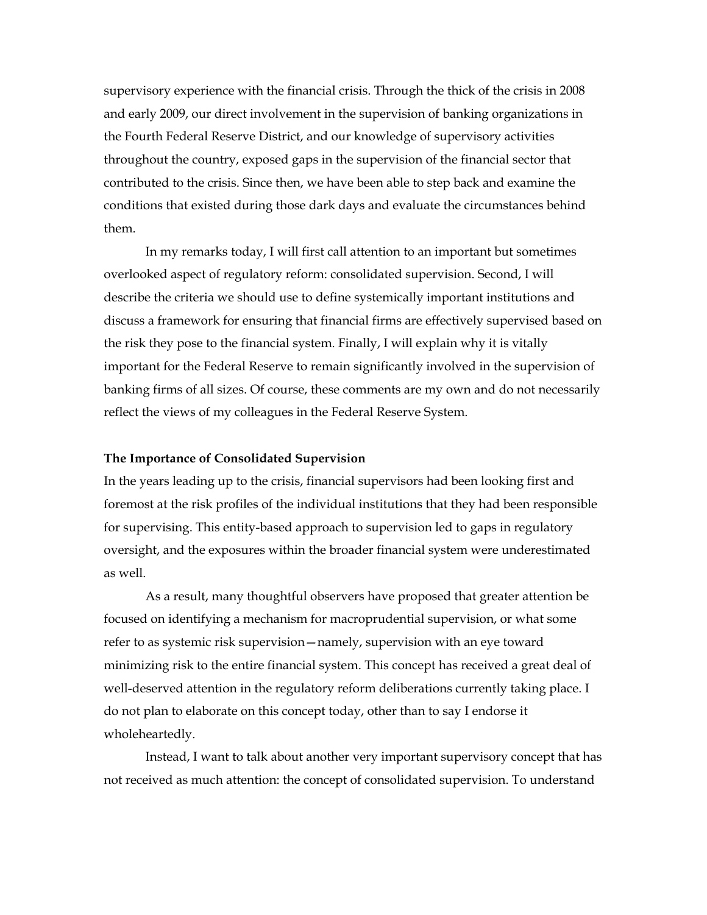supervisory experience with the financial crisis. Through the thick of the crisis in 2008 and early 2009, our direct involvement in the supervision of banking organizations in the Fourth Federal Reserve District, and our knowledge of supervisory activities throughout the country, exposed gaps in the supervision of the financial sector that contributed to the crisis. Since then, we have been able to step back and examine the conditions that existed during those dark days and evaluate the circumstances behind them.

In my remarks today, I will first call attention to an important but sometimes overlooked aspect of regulatory reform: consolidated supervision. Second, I will describe the criteria we should use to define systemically important institutions and discuss a framework for ensuring that financial firms are effectively supervised based on the risk they pose to the financial system. Finally, I will explain why it is vitally important for the Federal Reserve to remain significantly involved in the supervision of banking firms of all sizes. Of course, these comments are my own and do not necessarily reflect the views of my colleagues in the Federal Reserve System.

**The Importance of Consolidated Supervision**

In the years leading up to the crisis, financial supervisors had been looking first and foremost at the risk profiles of the individual institutions that they had been responsible for supervising. This entity-based approach to supervision led to gaps in regulatory oversight, and the exposures within the broader financial system were underestimated as well.

As a result, many thoughtful observers have proposed that greater attention be focused on identifying a mechanism for macroprudential supervision, or what some refer to as systemic risk supervision—namely, supervision with an eye toward minimizing risk to the entire financial system. This concept has received a great deal of well-deserved attention in the regulatory reform deliberations currently taking place. I do not plan to elaborate on this concept today, other than to say I endorse it wholeheartedly.

Instead, I want to talk about another very important supervisory concept that has not received as much attention: the concept of consolidated supervision. To understand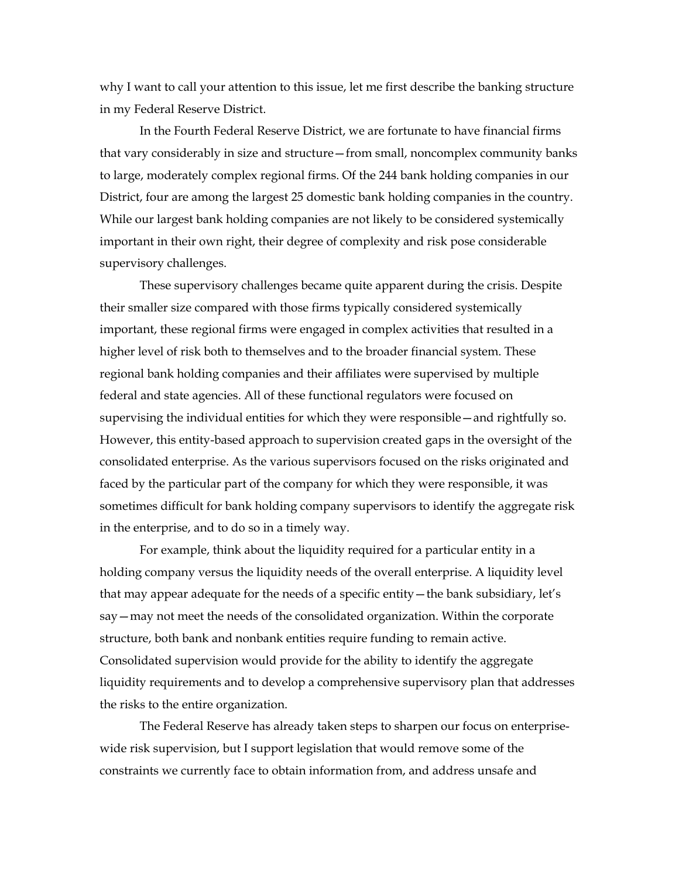why I want to call your attention to this issue, let me first describe the banking structure in my Federal Reserve District.

In the Fourth Federal Reserve District, we are fortunate to have financial firms that vary considerably in size and structure—from small, noncomplex community banks to large, moderately complex regional firms. Of the 244 bank holding companies in our District, four are among the largest 25 domestic bank holding companies in the country. While our largest bank holding companies are not likely to be considered systemically important in their own right, their degree of complexity and risk pose considerable supervisory challenges.

These supervisory challenges became quite apparent during the crisis. Despite their smaller size compared with those firms typically considered systemically important, these regional firms were engaged in complex activities that resulted in a higher level of risk both to themselves and to the broader financial system. These regional bank holding companies and their affiliates were supervised by multiple federal and state agencies. All of these functional regulators were focused on supervising the individual entities for which they were responsible—and rightfully so. However, this entity-based approach to supervision created gaps in the oversight of the consolidated enterprise. As the various supervisors focused on the risks originated and faced by the particular part of the company for which they were responsible, it was sometimes difficult for bank holding company supervisors to identify the aggregate risk in the enterprise, and to do so in a timely way.

For example, think about the liquidity required for a particular entity in a holding company versus the liquidity needs of the overall enterprise. A liquidity level that may appear adequate for the needs of a specific entity—the bank subsidiary, let's say—may not meet the needs of the consolidated organization. Within the corporate structure, both bank and nonbank entities require funding to remain active. Consolidated supervision would provide for the ability to identify the aggregate liquidity requirements and to develop a comprehensive supervisory plan that addresses the risks to the entire organization.

The Federal Reserve has already taken steps to sharpen our focus on enterprise-wide risk supervision, but I support legislation that would remove some of the constraints we currently face to obtain information from, and address unsafe and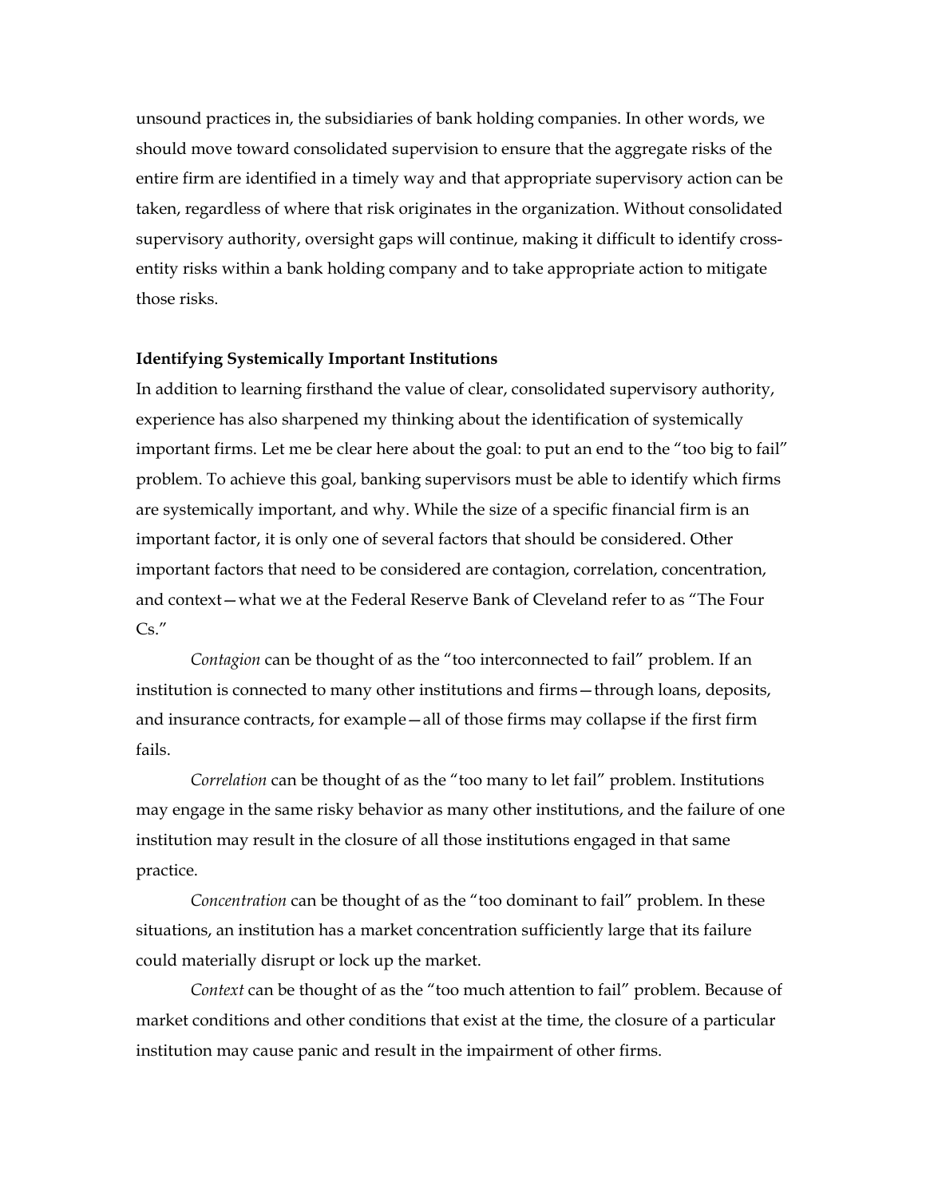unsound practices in, the subsidiaries of bank holding companies. In other words, we should move toward consolidated supervision to ensure that the aggregate risks of the entire firm are identified in a timely way and that appropriate supervisory action can be taken, regardless of where that risk originates in the organization. Without consolidated supervisory authority, oversight gaps will continue, making it difficult to identify cross-entity risks within a bank holding company and to take appropriate action to mitigate those risks.

**Identifying Systemically Important Institutions**

In addition to learning firsthand the value of clear, consolidated supervisory authority, experience has also sharpened my thinking about the identification of systemically important firms. Let me be clear here about the goal: to put an end to the "too big to fail" problem. To achieve this goal, banking supervisors must be able to identify which firms are systemically important, and why. While the size of a specific financial firm is an important factor, it is only one of several factors that should be considered. Other important factors that need to be considered are contagion, correlation, concentration, and context—what we at the Federal Reserve Bank of Cleveland refer to as "The Four Cs."

*Contagion* can be thought of as the "too interconnected to fail" problem. If an institution is connected to many other institutions and firms—through loans, deposits, and insurance contracts, for example—all of those firms may collapse if the first firm fails.

*Correlation* can be thought of as the "too many to let fail" problem. Institutions may engage in the same risky behavior as many other institutions, and the failure of one institution may result in the closure of all those institutions engaged in that same practice.

*Concentration* can be thought of as the "too dominant to fail" problem. In these situations, an institution has a market concentration sufficiently large that its failure could materially disrupt or lock up the market.

*Context* can be thought of as the "too much attention to fail" problem. Because of market conditions and other conditions that exist at the time, the closure of a particular institution may cause panic and result in the impairment of other firms.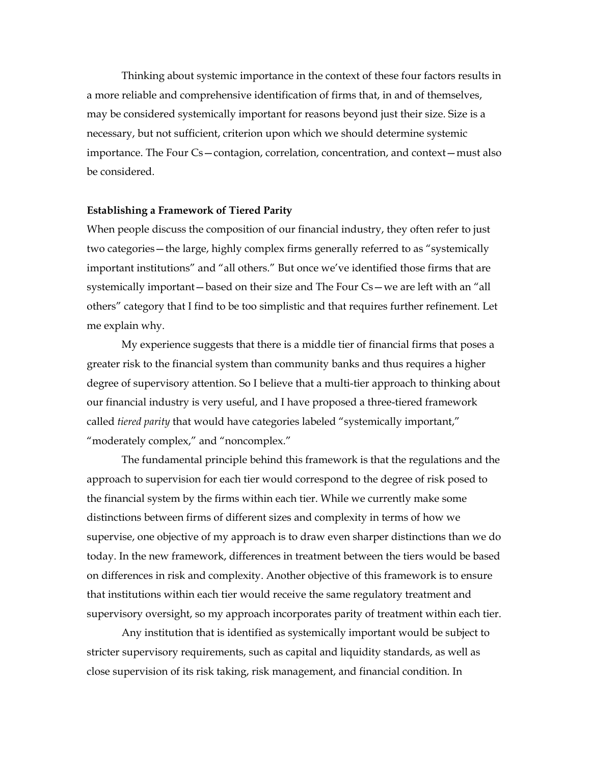Thinking about systemic importance in the context of these four factors results in a more reliable and comprehensive identification of firms that, in and of themselves, may be considered systemically important for reasons beyond just their size. Size is a necessary, but not sufficient, criterion upon which we should determine systemic importance. The Four Cs—contagion, correlation, concentration, and context—must also be considered.

**Establishing a Framework of Tiered Parity**

When people discuss the composition of our financial industry, they often refer to just two categories—the large, highly complex firms generally referred to as "systemically important institutions" and "all others." But once we've identified those firms that are systemically important—based on their size and The Four Cs—we are left with an "all others" category that I find to be too simplistic and that requires further refinement. Let me explain why.

My experience suggests that there is a middle tier of financial firms that poses a greater risk to the financial system than community banks and thus requires a higher degree of supervisory attention. So I believe that a multi-tier approach to thinking about our financial industry is very useful, and I have proposed a three-tiered framework called *tiered parity* that would have categories labeled "systemically important," "moderately complex," and "noncomplex."

The fundamental principle behind this framework is that the regulations and the approach to supervision for each tier would correspond to the degree of risk posed to the financial system by the firms within each tier. While we currently make some distinctions between firms of different sizes and complexity in terms of how we supervise, one objective of my approach is to draw even sharper distinctions than we do today. In the new framework, differences in treatment between the tiers would be based on differences in risk and complexity. Another objective of this framework is to ensure that institutions within each tier would receive the same regulatory treatment and supervisory oversight, so my approach incorporates parity of treatment within each tier.

Any institution that is identified as systemically important would be subject to stricter supervisory requirements, such as capital and liquidity standards, as well as close supervision of its risk taking, risk management, and financial condition. In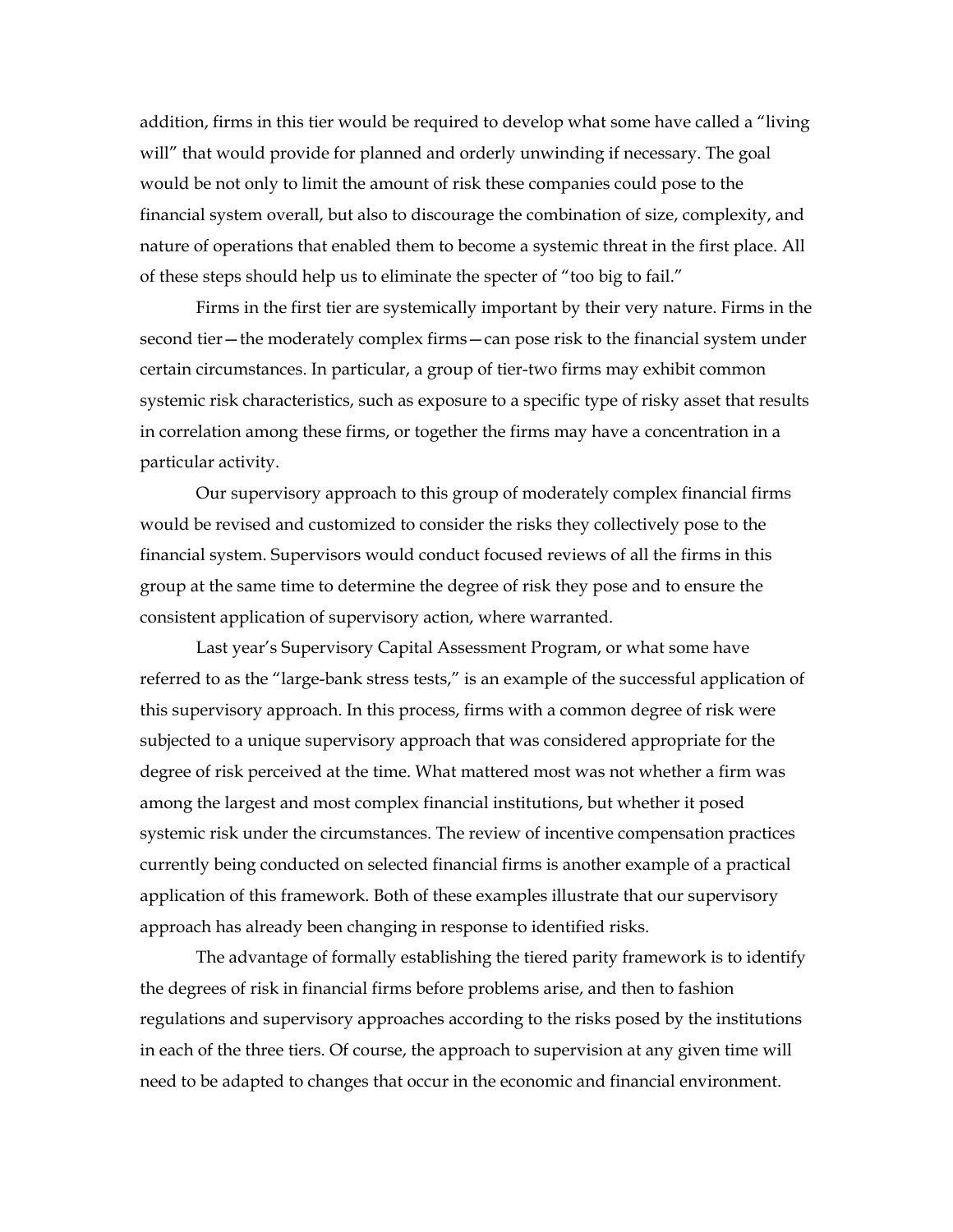addition, firms in this tier would be required to develop what some have called a "living will" that would provide for planned and orderly unwinding if necessary. The goal would be not only to limit the amount of risk these companies could pose to the financial system overall, but also to discourage the combination of size, complexity, and nature of operations that enabled them to become a systemic threat in the first place. All of these steps should help us to eliminate the specter of "too big to fail."

Firms in the first tier are systemically important by their very nature. Firms in the second tier—the moderately complex firms—can pose risk to the financial system under certain circumstances. In particular, a group of tier-two firms may exhibit common systemic risk characteristics, such as exposure to a specific type of risky asset that results in correlation among these firms, or together the firms may have a concentration in a particular activity.

Our supervisory approach to this group of moderately complex financial firms would be revised and customized to consider the risks they collectively pose to the financial system. Supervisors would conduct focused reviews of all the firms in this group at the same time to determine the degree of risk they pose and to ensure the consistent application of supervisory action, where warranted.

Last year's Supervisory Capital Assessment Program, or what some have referred to as the "large-bank stress tests," is an example of the successful application of this supervisory approach. In this process, firms with a common degree of risk were subjected to a unique supervisory approach that was considered appropriate for the degree of risk perceived at the time. What mattered most was not whether a firm was among the largest and most complex financial institutions, but whether it posed systemic risk under the circumstances. The review of incentive compensation practices currently being conducted on selected financial firms is another example of a practical application of this framework. Both of these examples illustrate that our supervisory approach has already been changing in response to identified risks.

The advantage of formally establishing the tiered parity framework is to identify the degrees of risk in financial firms before problems arise, and then to fashion regulations and supervisory approaches according to the risks posed by the institutions in each of the three tiers. Of course, the approach to supervision at any given time will need to be adapted to changes that occur in the economic and financial environment.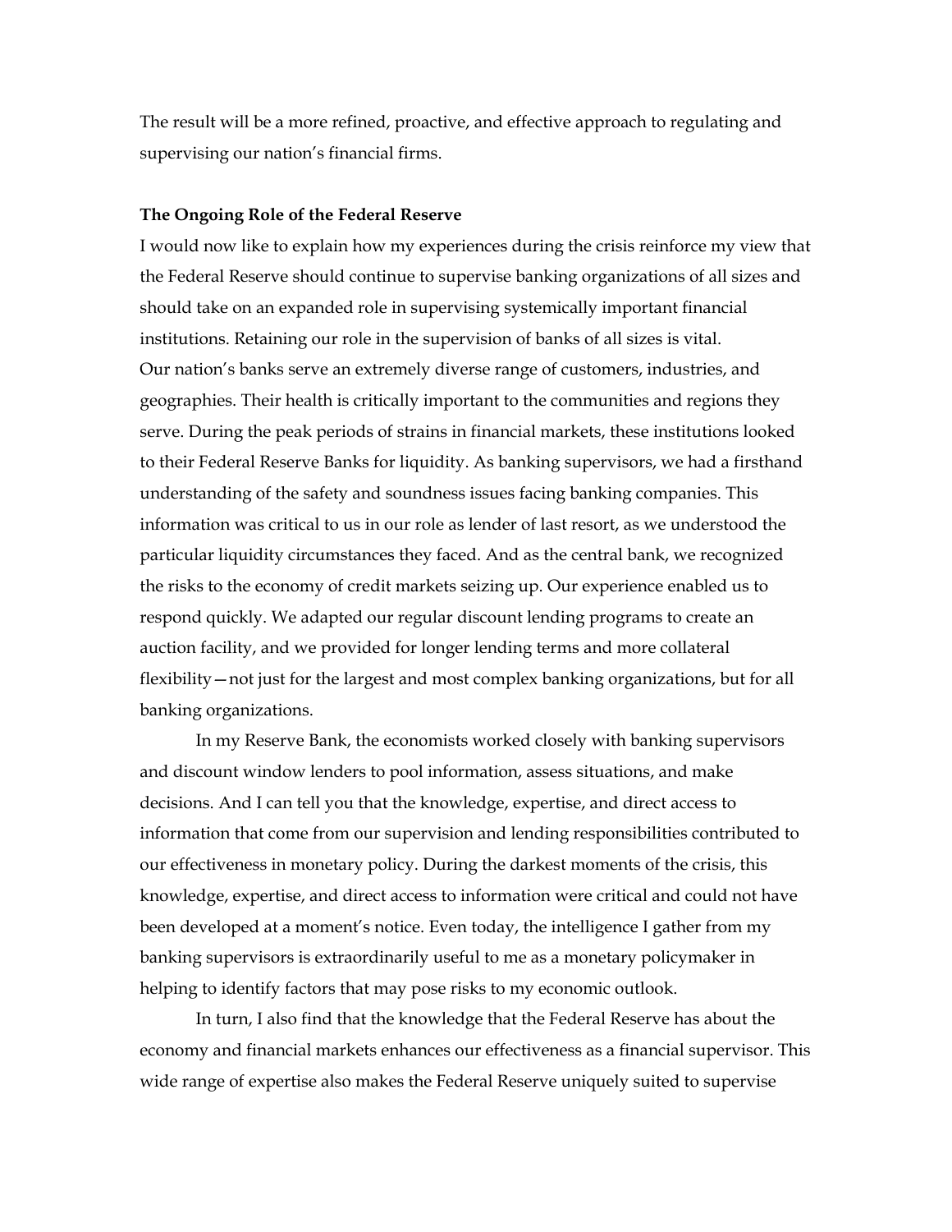The result will be a more refined, proactive, and effective approach to regulating and supervising our nation's financial firms.

**The Ongoing Role of the Federal Reserve**

I would now like to explain how my experiences during the crisis reinforce my view that the Federal Reserve should continue to supervise banking organizations of all sizes and should take on an expanded role in supervising systemically important financial institutions. Retaining our role in the supervision of banks of all sizes is vital.

Our nation's banks serve an extremely diverse range of customers, industries, and geographies. Their health is critically important to the communities and regions they serve. During the peak periods of strains in financial markets, these institutions looked to their Federal Reserve Banks for liquidity. As banking supervisors, we had a firsthand understanding of the safety and soundness issues facing banking companies. This information was critical to us in our role as lender of last resort, as we understood the particular liquidity circumstances they faced. And as the central bank, we recognized the risks to the economy of credit markets seizing up. Our experience enabled us to respond quickly. We adapted our regular discount lending programs to create an auction facility, and we provided for longer lending terms and more collateral flexibility—not just for the largest and most complex banking organizations, but for all banking organizations.

In my Reserve Bank, the economists worked closely with banking supervisors and discount window lenders to pool information, assess situations, and make decisions. And I can tell you that the knowledge, expertise, and direct access to information that come from our supervision and lending responsibilities contributed to our effectiveness in monetary policy. During the darkest moments of the crisis, this knowledge, expertise, and direct access to information were critical and could not have been developed at a moment's notice. Even today, the intelligence I gather from my banking supervisors is extraordinarily useful to me as a monetary policymaker in helping to identify factors that may pose risks to my economic outlook.

In turn, I also find that the knowledge that the Federal Reserve has about the economy and financial markets enhances our effectiveness as a financial supervisor. This wide range of expertise also makes the Federal Reserve uniquely suited to supervise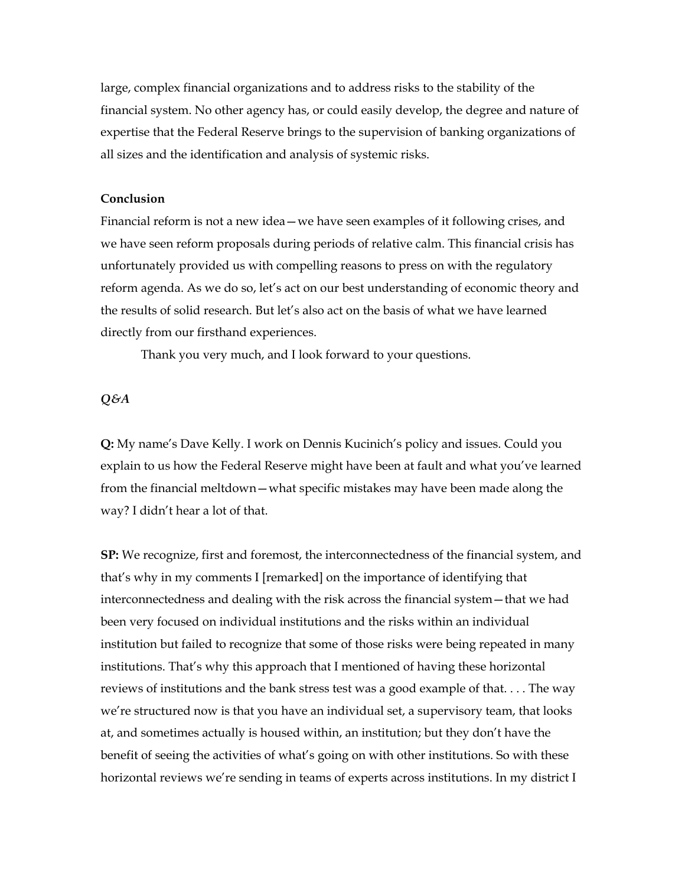large, complex financial organizations and to address risks to the stability of the financial system. No other agency has, or could easily develop, the degree and nature of expertise that the Federal Reserve brings to the supervision of banking organizations of all sizes and the identification and analysis of systemic risks.

**Conclusion**

Financial reform is not a new idea—we have seen examples of it following crises, and we have seen reform proposals during periods of relative calm. This financial crisis has unfortunately provided us with compelling reasons to press on with the regulatory reform agenda. As we do so, let's act on our best understanding of economic theory and the results of solid research. But let's also act on the basis of what we have learned directly from our firsthand experiences.

Thank you very much, and I look forward to your questions.

*Q&A*

**Q:** My name's Dave Kelly. I work on Dennis Kucinich's policy and issues. Could you explain to us how the Federal Reserve might have been at fault and what you've learned from the financial meltdown—what specific mistakes may have been made along the way? I didn't hear a lot of that.

**SP:** We recognize, first and foremost, the interconnectedness of the financial system, and that's why in my comments I [remarked] on the importance of identifying that interconnectedness and dealing with the risk across the financial system—that we had been very focused on individual institutions and the risks within an individual institution but failed to recognize that some of those risks were being repeated in many institutions. That's why this approach that I mentioned of having these horizontal reviews of institutions and the bank stress test was a good example of that. . . . The way we're structured now is that you have an individual set, a supervisory team, that looks at, and sometimes actually is housed within, an institution; but they don't have the benefit of seeing the activities of what's going on with other institutions. So with these horizontal reviews we're sending in teams of experts across institutions. In my district I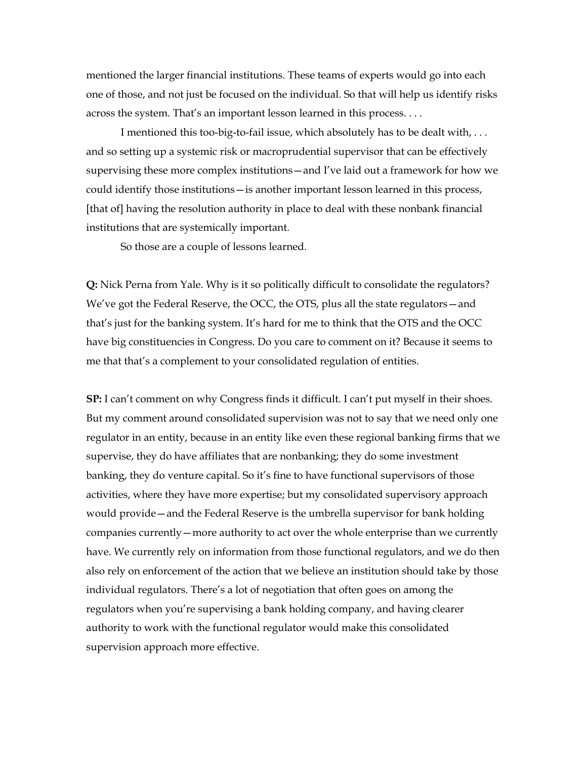mentioned the larger financial institutions. These teams of experts would go into each one of those, and not just be focused on the individual. So that will help us identify risks across the system. That's an important lesson learned in this process. . . .

I mentioned this too-big-to-fail issue, which absolutely has to be dealt with, . . . and so setting up a systemic risk or macroprudential supervisor that can be effectively supervising these more complex institutions—and I've laid out a framework for how we could identify those institutions—is another important lesson learned in this process, [that of] having the resolution authority in place to deal with these nonbank financial institutions that are systemically important.

So those are a couple of lessons learned.

**Q:** Nick Perna from Yale. Why is it so politically difficult to consolidate the regulators? We've got the Federal Reserve, the OCC, the OTS, plus all the state regulators—and that's just for the banking system. It's hard for me to think that the OTS and the OCC have big constituencies in Congress. Do you care to comment on it? Because it seems to me that that's a complement to your consolidated regulation of entities.

**SP:** I can't comment on why Congress finds it difficult. I can't put myself in their shoes. But my comment around consolidated supervision was not to say that we need only one regulator in an entity, because in an entity like even these regional banking firms that we supervise, they do have affiliates that are nonbanking; they do some investment banking, they do venture capital. So it's fine to have functional supervisors of those activities, where they have more expertise; but my consolidated supervisory approach would provide—and the Federal Reserve is the umbrella supervisor for bank holding companies currently—more authority to act over the whole enterprise than we currently have. We currently rely on information from those functional regulators, and we do then also rely on enforcement of the action that we believe an institution should take by those individual regulators. There's a lot of negotiation that often goes on among the regulators when you're supervising a bank holding company, and having clearer authority to work with the functional regulator would make this consolidated supervision approach more effective.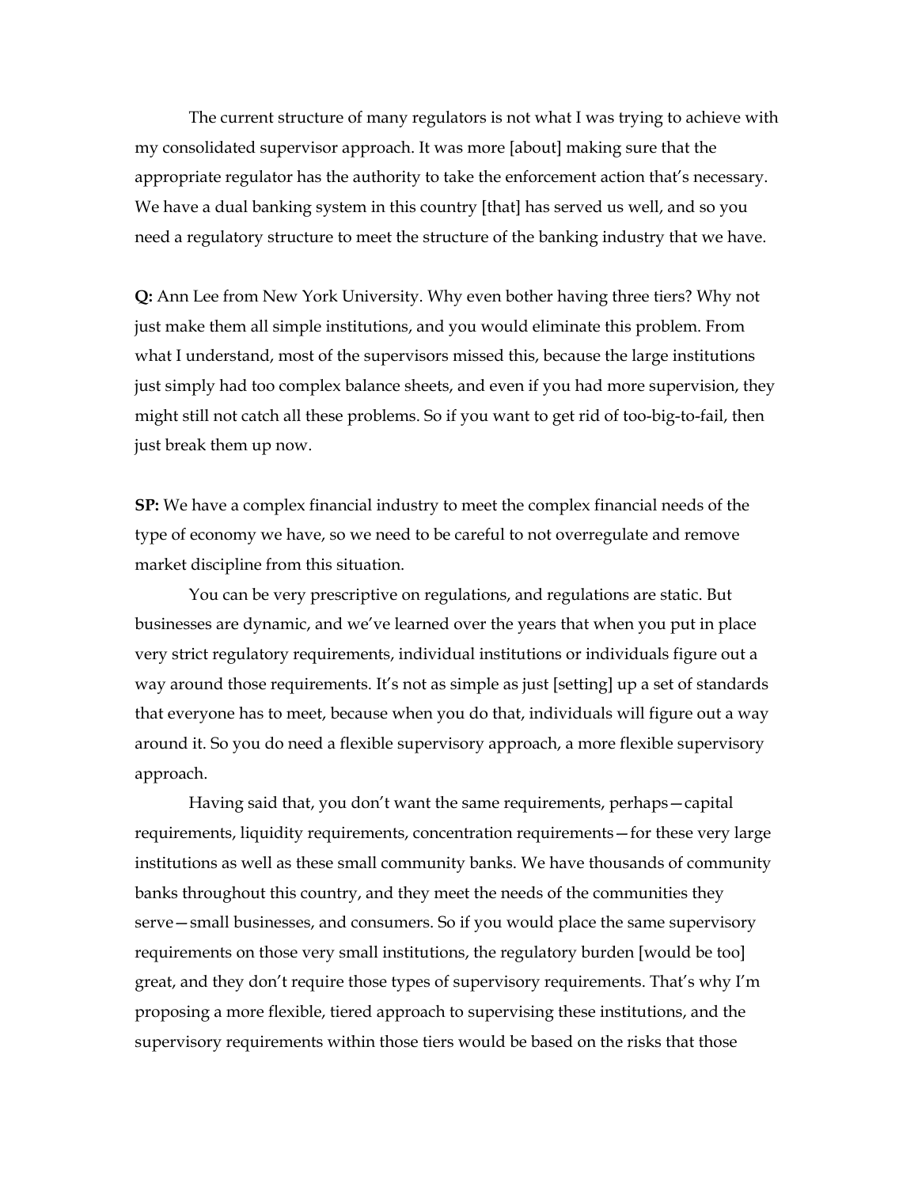The current structure of many regulators is not what I was trying to achieve with my consolidated supervisor approach. It was more [about] making sure that the appropriate regulator has the authority to take the enforcement action that's necessary. We have a dual banking system in this country [that] has served us well, and so you need a regulatory structure to meet the structure of the banking industry that we have.

**Q:** Ann Lee from New York University. Why even bother having three tiers? Why not just make them all simple institutions, and you would eliminate this problem. From what I understand, most of the supervisors missed this, because the large institutions just simply had too complex balance sheets, and even if you had more supervision, they might still not catch all these problems. So if you want to get rid of too-big-to-fail, then just break them up now.

**SP:** We have a complex financial industry to meet the complex financial needs of the type of economy we have, so we need to be careful to not overregulate and remove market discipline from this situation.

You can be very prescriptive on regulations, and regulations are static. But businesses are dynamic, and we've learned over the years that when you put in place very strict regulatory requirements, individual institutions or individuals figure out a way around those requirements. It's not as simple as just [setting] up a set of standards that everyone has to meet, because when you do that, individuals will figure out a way around it. So you do need a flexible supervisory approach, a more flexible supervisory approach.

Having said that, you don't want the same requirements, perhaps—capital requirements, liquidity requirements, concentration requirements—for these very large institutions as well as these small community banks. We have thousands of community banks throughout this country, and they meet the needs of the communities they serve—small businesses, and consumers. So if you would place the same supervisory requirements on those very small institutions, the regulatory burden [would be too] great, and they don't require those types of supervisory requirements. That's why I'm proposing a more flexible, tiered approach to supervising these institutions, and the supervisory requirements within those tiers would be based on the risks that those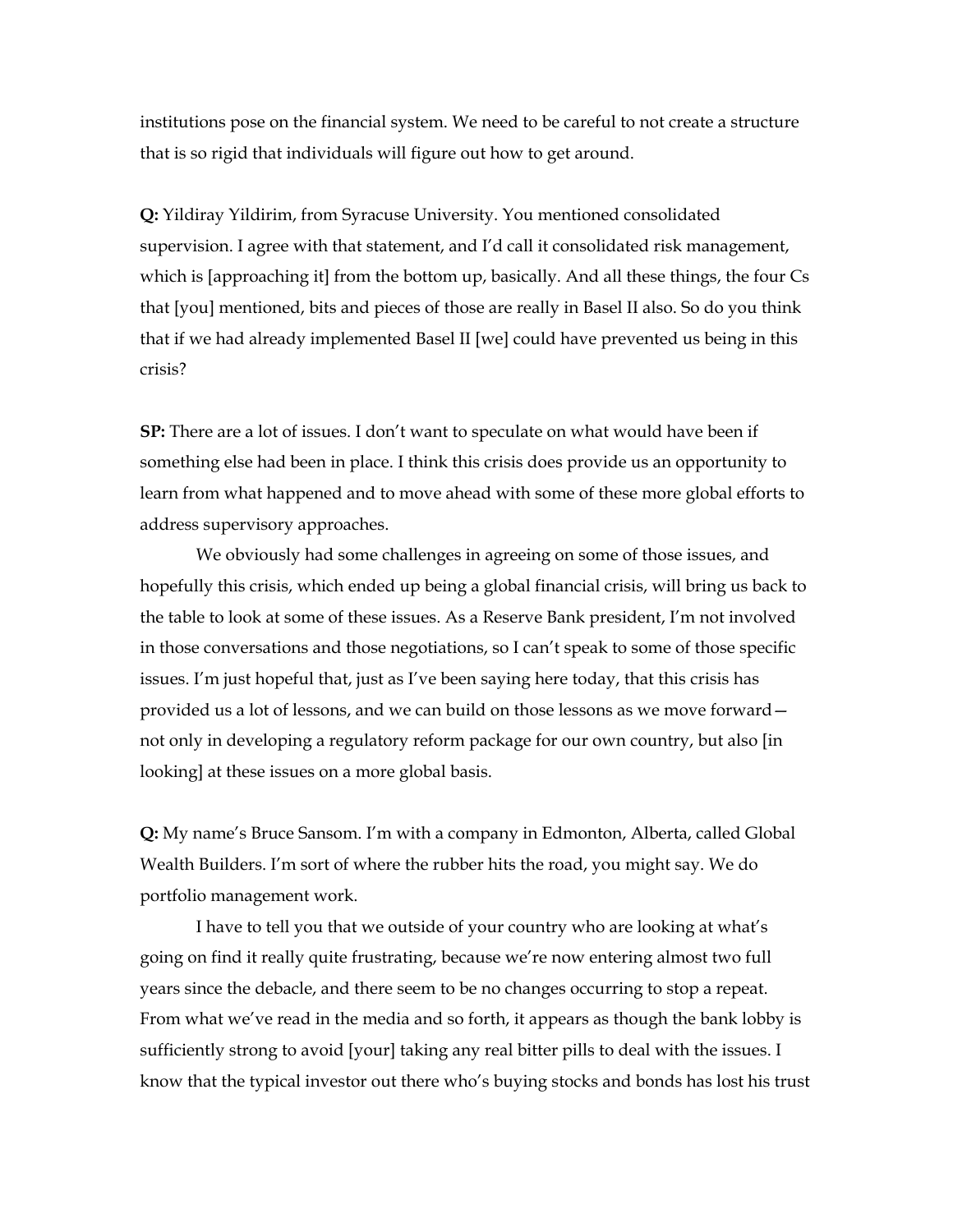institutions pose on the financial system. We need to be careful to not create a structure that is so rigid that individuals will figure out how to get around.

**Q:** Yildiray Yildirim, from Syracuse University. You mentioned consolidated supervision. I agree with that statement, and I'd call it consolidated risk management, which is [approaching it] from the bottom up, basically. And all these things, the four Cs that [you] mentioned, bits and pieces of those are really in Basel II also. So do you think that if we had already implemented Basel II [we] could have prevented us being in this crisis?

**SP:** There are a lot of issues. I don't want to speculate on what would have been if something else had been in place. I think this crisis does provide us an opportunity to learn from what happened and to move ahead with some of these more global efforts to address supervisory approaches.

We obviously had some challenges in agreeing on some of those issues, and hopefully this crisis, which ended up being a global financial crisis, will bring us back to the table to look at some of these issues. As a Reserve Bank president, I'm not involved in those conversations and those negotiations, so I can't speak to some of those specific issues. I'm just hopeful that, just as I've been saying here today, that this crisis has provided us a lot of lessons, and we can build on those lessons as we move forward—not only in developing a regulatory reform package for our own country, but also [in looking] at these issues on a more global basis.

**Q:** My name's Bruce Sansom. I'm with a company in Edmonton, Alberta, called Global Wealth Builders. I'm sort of where the rubber hits the road, you might say. We do portfolio management work.

I have to tell you that we outside of your country who are looking at what's going on find it really quite frustrating, because we're now entering almost two full years since the debacle, and there seem to be no changes occurring to stop a repeat. From what we've read in the media and so forth, it appears as though the bank lobby is sufficiently strong to avoid [your] taking any real bitter pills to deal with the issues. I know that the typical investor out there who's buying stocks and bonds has lost his trust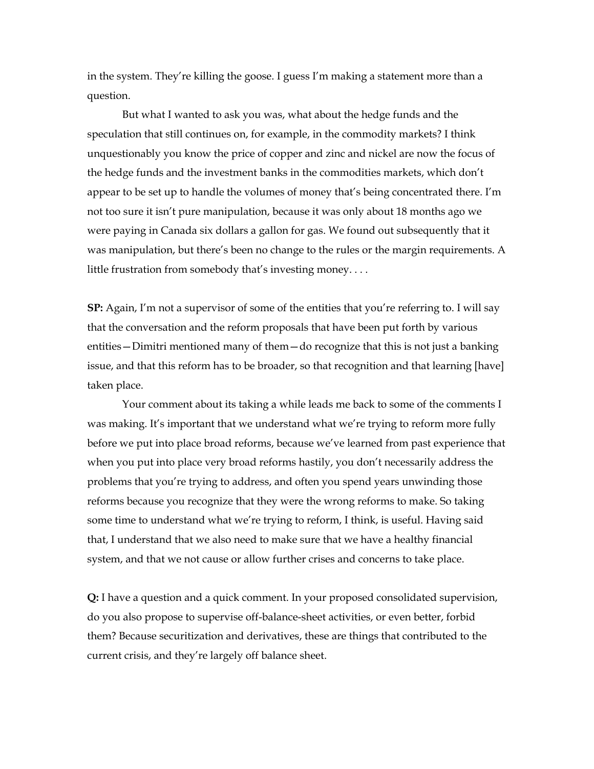in the system. They're killing the goose. I guess I'm making a statement more than a question.

But what I wanted to ask you was, what about the hedge funds and the speculation that still continues on, for example, in the commodity markets? I think unquestionably you know the price of copper and zinc and nickel are now the focus of the hedge funds and the investment banks in the commodities markets, which don't appear to be set up to handle the volumes of money that's being concentrated there. I'm not too sure it isn't pure manipulation, because it was only about 18 months ago we were paying in Canada six dollars a gallon for gas. We found out subsequently that it was manipulation, but there's been no change to the rules or the margin requirements. A little frustration from somebody that's investing money. . . .

**SP:** Again, I'm not a supervisor of some of the entities that you're referring to. I will say that the conversation and the reform proposals that have been put forth by various entities—Dimitri mentioned many of them—do recognize that this is not just a banking issue, and that this reform has to be broader, so that recognition and that learning [have] taken place.

Your comment about its taking a while leads me back to some of the comments I was making. It's important that we understand what we're trying to reform more fully before we put into place broad reforms, because we've learned from past experience that when you put into place very broad reforms hastily, you don't necessarily address the problems that you're trying to address, and often you spend years unwinding those reforms because you recognize that they were the wrong reforms to make. So taking some time to understand what we're trying to reform, I think, is useful. Having said that, I understand that we also need to make sure that we have a healthy financial system, and that we not cause or allow further crises and concerns to take place.

**Q:** I have a question and a quick comment. In your proposed consolidated supervision, do you also propose to supervise off-balance-sheet activities, or even better, forbid them? Because securitization and derivatives, these are things that contributed to the current crisis, and they're largely off balance sheet.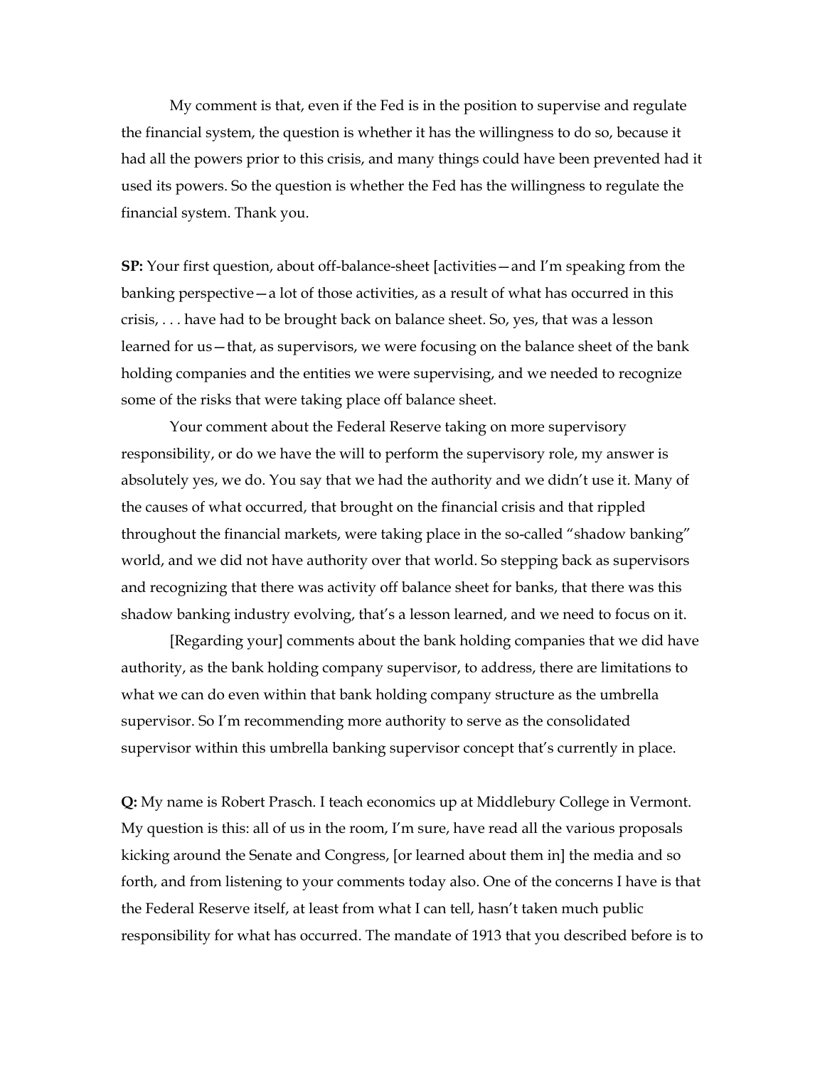My comment is that, even if the Fed is in the position to supervise and regulate the financial system, the question is whether it has the willingness to do so, because it had all the powers prior to this crisis, and many things could have been prevented had it used its powers. So the question is whether the Fed has the willingness to regulate the financial system. Thank you.

**SP:** Your first question, about off-balance-sheet [activities—and I'm speaking from the banking perspective—a lot of those activities, as a result of what has occurred in this crisis, . . . have had to be brought back on balance sheet. So, yes, that was a lesson learned for us—that, as supervisors, we were focusing on the balance sheet of the bank holding companies and the entities we were supervising, and we needed to recognize some of the risks that were taking place off balance sheet.

Your comment about the Federal Reserve taking on more supervisory responsibility, or do we have the will to perform the supervisory role, my answer is absolutely yes, we do. You say that we had the authority and we didn't use it. Many of the causes of what occurred, that brought on the financial crisis and that rippled throughout the financial markets, were taking place in the so-called "shadow banking" world, and we did not have authority over that world. So stepping back as supervisors and recognizing that there was activity off balance sheet for banks, that there was this shadow banking industry evolving, that's a lesson learned, and we need to focus on it.

[Regarding your] comments about the bank holding companies that we did have authority, as the bank holding company supervisor, to address, there are limitations to what we can do even within that bank holding company structure as the umbrella supervisor. So I'm recommending more authority to serve as the consolidated supervisor within this umbrella banking supervisor concept that's currently in place.

**Q:** My name is Robert Prasch. I teach economics up at Middlebury College in Vermont. My question is this: all of us in the room, I'm sure, have read all the various proposals kicking around the Senate and Congress, [or learned about them in] the media and so forth, and from listening to your comments today also. One of the concerns I have is that the Federal Reserve itself, at least from what I can tell, hasn't taken much public responsibility for what has occurred. The mandate of 1913 that you described before is to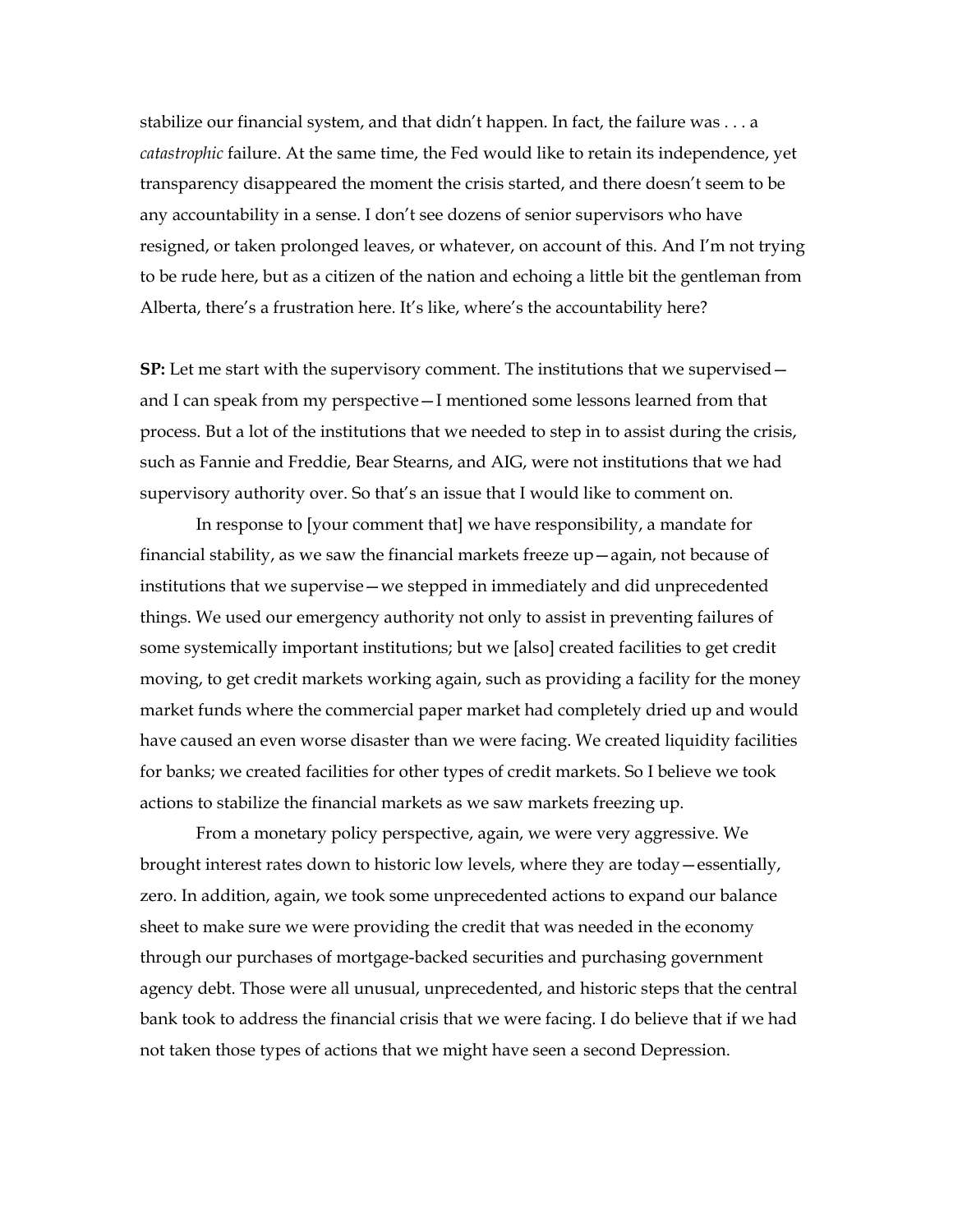stabilize our financial system, and that didn't happen. In fact, the failure was . . . a *catastrophic* failure. At the same time, the Fed would like to retain its independence, yet transparency disappeared the moment the crisis started, and there doesn't seem to be any accountability in a sense. I don't see dozens of senior supervisors who have resigned, or taken prolonged leaves, or whatever, on account of this. And I'm not trying to be rude here, but as a citizen of the nation and echoing a little bit the gentleman from Alberta, there's a frustration here. It's like, where's the accountability here?

**SP:** Let me start with the supervisory comment. The institutions that we supervised—and I can speak from my perspective—I mentioned some lessons learned from that process. But a lot of the institutions that we needed to step in to assist during the crisis, such as Fannie and Freddie, Bear Stearns, and AIG, were not institutions that we had supervisory authority over. So that's an issue that I would like to comment on.

In response to [your comment that] we have responsibility, a mandate for financial stability, as we saw the financial markets freeze up—again, not because of institutions that we supervise—we stepped in immediately and did unprecedented things. We used our emergency authority not only to assist in preventing failures of some systemically important institutions; but we [also] created facilities to get credit moving, to get credit markets working again, such as providing a facility for the money market funds where the commercial paper market had completely dried up and would have caused an even worse disaster than we were facing. We created liquidity facilities for banks; we created facilities for other types of credit markets. So I believe we took actions to stabilize the financial markets as we saw markets freezing up.

From a monetary policy perspective, again, we were very aggressive. We brought interest rates down to historic low levels, where they are today—essentially, zero. In addition, again, we took some unprecedented actions to expand our balance sheet to make sure we were providing the credit that was needed in the economy through our purchases of mortgage-backed securities and purchasing government agency debt. Those were all unusual, unprecedented, and historic steps that the central bank took to address the financial crisis that we were facing. I do believe that if we had not taken those types of actions that we might have seen a second Depression.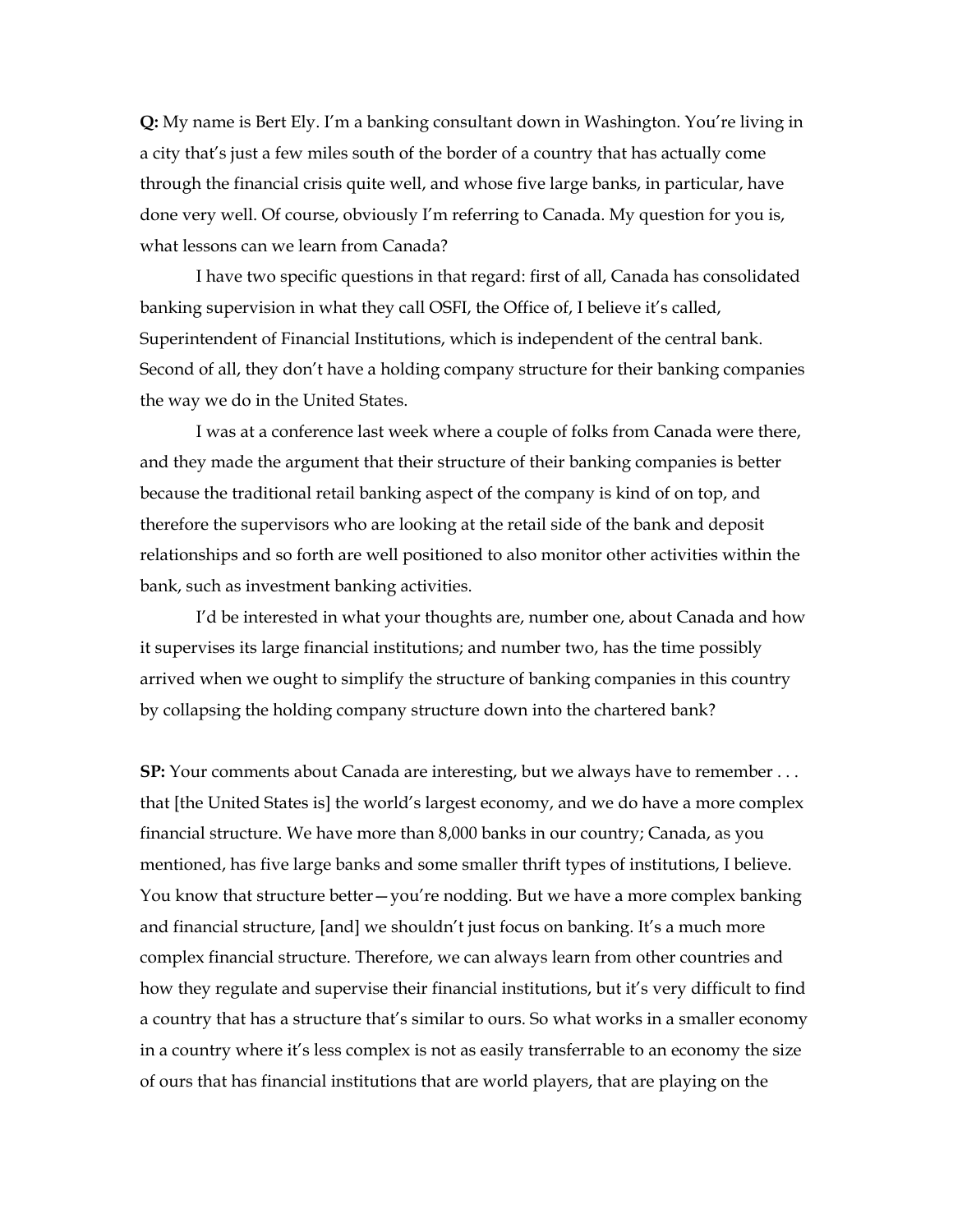**Q:** My name is Bert Ely. I'm a banking consultant down in Washington. You're living in a city that's just a few miles south of the border of a country that has actually come through the financial crisis quite well, and whose five large banks, in particular, have done very well. Of course, obviously I'm referring to Canada. My question for you is, what lessons can we learn from Canada?

I have two specific questions in that regard: first of all, Canada has consolidated banking supervision in what they call OSFI, the Office of, I believe it's called, Superintendent of Financial Institutions, which is independent of the central bank. Second of all, they don't have a holding company structure for their banking companies the way we do in the United States.

I was at a conference last week where a couple of folks from Canada were there, and they made the argument that their structure of their banking companies is better because the traditional retail banking aspect of the company is kind of on top, and therefore the supervisors who are looking at the retail side of the bank and deposit relationships and so forth are well positioned to also monitor other activities within the bank, such as investment banking activities.

I'd be interested in what your thoughts are, number one, about Canada and how it supervises its large financial institutions; and number two, has the time possibly arrived when we ought to simplify the structure of banking companies in this country by collapsing the holding company structure down into the chartered bank?

**SP:** Your comments about Canada are interesting, but we always have to remember . . . that [the United States is] the world's largest economy, and we do have a more complex financial structure. We have more than 8,000 banks in our country; Canada, as you mentioned, has five large banks and some smaller thrift types of institutions, I believe. You know that structure better—you're nodding. But we have a more complex banking and financial structure, [and] we shouldn't just focus on banking. It's a much more complex financial structure. Therefore, we can always learn from other countries and how they regulate and supervise their financial institutions, but it's very difficult to find a country that has a structure that's similar to ours. So what works in a smaller economy in a country where it's less complex is not as easily transferrable to an economy the size of ours that has financial institutions that are world players, that are playing on the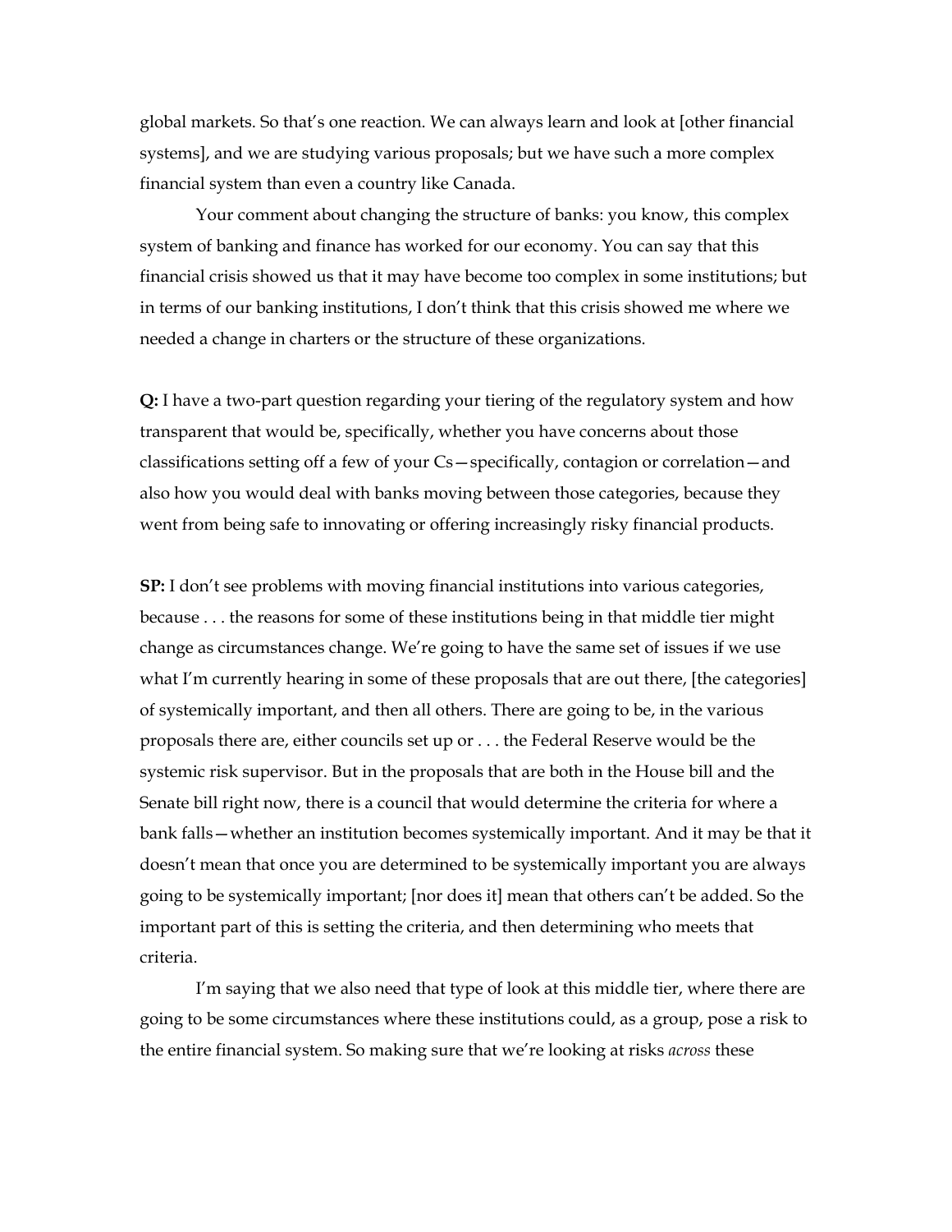global markets. So that's one reaction. We can always learn and look at [other financial systems], and we are studying various proposals; but we have such a more complex financial system than even a country like Canada.

Your comment about changing the structure of banks: you know, this complex system of banking and finance has worked for our economy. You can say that this financial crisis showed us that it may have become too complex in some institutions; but in terms of our banking institutions, I don't think that this crisis showed me where we needed a change in charters or the structure of these organizations.

**Q:** I have a two-part question regarding your tiering of the regulatory system and how transparent that would be, specifically, whether you have concerns about those classifications setting off a few of your Cs—specifically, contagion or correlation—and also how you would deal with banks moving between those categories, because they went from being safe to innovating or offering increasingly risky financial products.

**SP:** I don't see problems with moving financial institutions into various categories, because . . . the reasons for some of these institutions being in that middle tier might change as circumstances change. We're going to have the same set of issues if we use what I'm currently hearing in some of these proposals that are out there, [the categories] of systemically important, and then all others. There are going to be, in the various proposals there are, either councils set up or . . . the Federal Reserve would be the systemic risk supervisor. But in the proposals that are both in the House bill and the Senate bill right now, there is a council that would determine the criteria for where a bank falls—whether an institution becomes systemically important. And it may be that it doesn't mean that once you are determined to be systemically important you are always going to be systemically important; [nor does it] mean that others can't be added. So the important part of this is setting the criteria, and then determining who meets that criteria.

I'm saying that we also need that type of look at this middle tier, where there are going to be some circumstances where these institutions could, as a group, pose a risk to the entire financial system. So making sure that we're looking at risks *across* these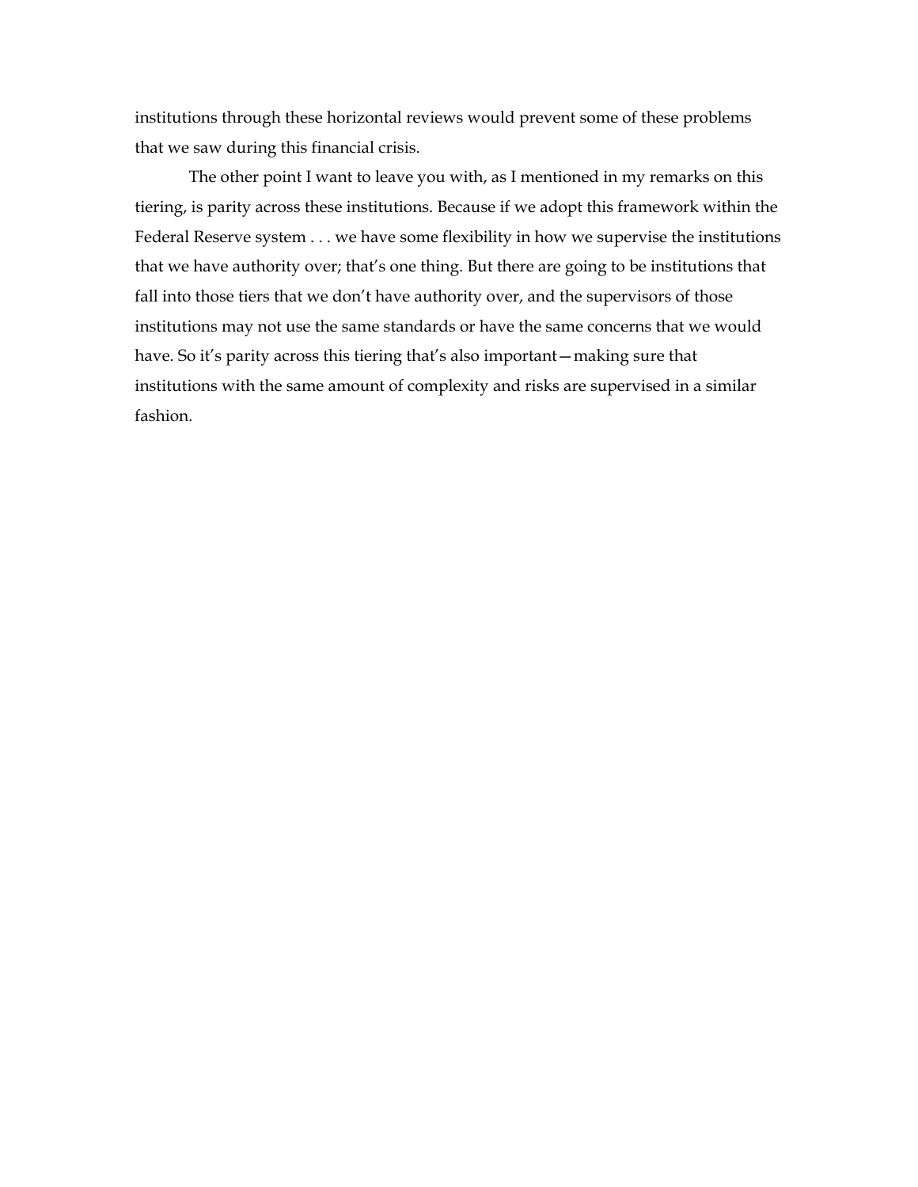institutions through these horizontal reviews would prevent some of these problems that we saw during this financial crisis.

The other point I want to leave you with, as I mentioned in my remarks on this tiering, is parity across these institutions. Because if we adopt this framework within the Federal Reserve system . . . we have some flexibility in how we supervise the institutions that we have authority over; that's one thing. But there are going to be institutions that fall into those tiers that we don't have authority over, and the supervisors of those institutions may not use the same standards or have the same concerns that we would have. So it's parity across this tiering that's also important—making sure that institutions with the same amount of complexity and risks are supervised in a similar fashion.